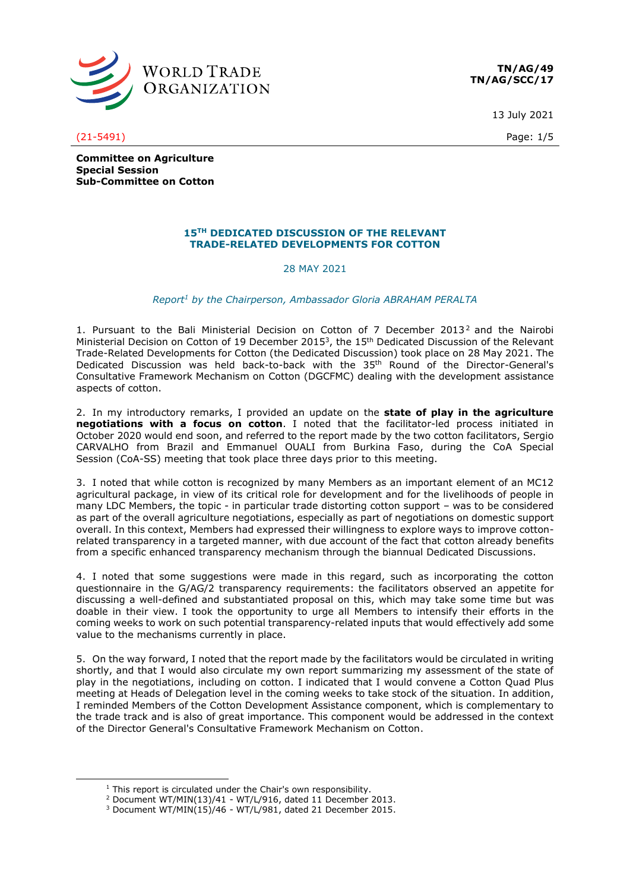**TN/AG/49**
**TN/AG/SCC/17**

13 July 2021

(21-5491)

**Committee on Agriculture**
**Special Session**
**Sub-Committee on Cotton**

## 15TH DEDICATED DISCUSSION OF THE RELEVANT TRADE-RELATED DEVELOPMENTS FOR COTTON

28 MAY 2021

*Report[1] by the Chairperson, Ambassador Gloria ABRAHAM PERALTA*

1. Pursuant to the Bali Ministerial Decision on Cotton of 7 December 2013[2] and the Nairobi Ministerial Decision on Cotton of 19 December 2015[3], the 15th Dedicated Discussion of the Relevant Trade-Related Developments for Cotton (the Dedicated Discussion) took place on 28 May 2021. The Dedicated Discussion was held back-to-back with the 35th Round of the Director-General's Consultative Framework Mechanism on Cotton (DGCFMC) dealing with the development assistance aspects of cotton.

2. In my introductory remarks, I provided an update on the **state of play in the agriculture negotiations with a focus on cotton**. I noted that the facilitator-led process initiated in October 2020 would end soon, and referred to the report made by the two cotton facilitators, Sergio CARVALHO from Brazil and Emmanuel OUALI from Burkina Faso, during the CoA Special Session (CoA-SS) meeting that took place three days prior to this meeting.

3. I noted that while cotton is recognized by many Members as an important element of an MC12 agricultural package, in view of its critical role for development and for the livelihoods of people in many LDC Members, the topic - in particular trade distorting cotton support – was to be considered as part of the overall agriculture negotiations, especially as part of negotiations on domestic support overall. In this context, Members had expressed their willingness to explore ways to improve cotton-related transparency in a targeted manner, with due account of the fact that cotton already benefits from a specific enhanced transparency mechanism through the biannual Dedicated Discussions.

4. I noted that some suggestions were made in this regard, such as incorporating the cotton questionnaire in the G/AG/2 transparency requirements: the facilitators observed an appetite for discussing a well-defined and substantiated proposal on this, which may take some time but was doable in their view. I took the opportunity to urge all Members to intensify their efforts in the coming weeks to work on such potential transparency-related inputs that would effectively add some value to the mechanisms currently in place.

5. On the way forward, I noted that the report made by the facilitators would be circulated in writing shortly, and that I would also circulate my own report summarizing my assessment of the state of play in the negotiations, including on cotton. I indicated that I would convene a Cotton Quad Plus meeting at Heads of Delegation level in the coming weeks to take stock of the situation. In addition, I reminded Members of the Cotton Development Assistance component, which is complementary to the trade track and is also of great importance. This component would be addressed in the context of the Director General's Consultative Framework Mechanism on Cotton.

---

[1] This report is circulated under the Chair's own responsibility.
[2] Document WT/MIN(13)/41 - WT/L/916, dated 11 December 2013.
[3] Document WT/MIN(15)/46 - WT/L/981, dated 21 December 2015.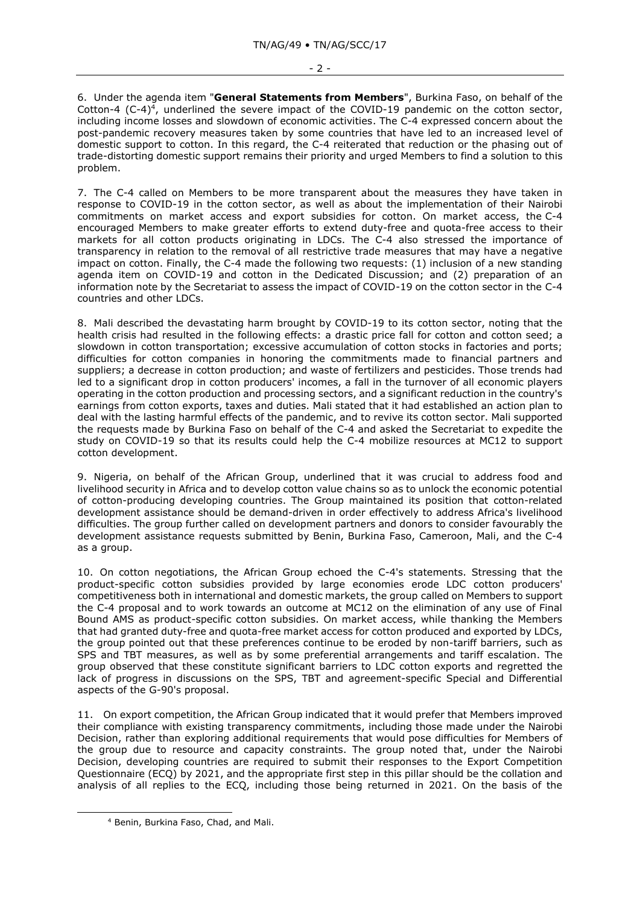6. Under the agenda item "**General Statements from Members**", Burkina Faso, on behalf of the Cotton-4 (C-4)[4], underlined the severe impact of the COVID-19 pandemic on the cotton sector, including income losses and slowdown of economic activities. The C-4 expressed concern about the post-pandemic recovery measures taken by some countries that have led to an increased level of domestic support to cotton. In this regard, the C-4 reiterated that reduction or the phasing out of trade-distorting domestic support remains their priority and urged Members to find a solution to this problem.

7. The C-4 called on Members to be more transparent about the measures they have taken in response to COVID-19 in the cotton sector, as well as about the implementation of their Nairobi commitments on market access and export subsidies for cotton. On market access, the C-4 encouraged Members to make greater efforts to extend duty-free and quota-free access to their markets for all cotton products originating in LDCs. The C-4 also stressed the importance of transparency in relation to the removal of all restrictive trade measures that may have a negative impact on cotton. Finally, the C-4 made the following two requests: (1) inclusion of a new standing agenda item on COVID-19 and cotton in the Dedicated Discussion; and (2) preparation of an information note by the Secretariat to assess the impact of COVID-19 on the cotton sector in the C-4 countries and other LDCs.

8. Mali described the devastating harm brought by COVID-19 to its cotton sector, noting that the health crisis had resulted in the following effects: a drastic price fall for cotton and cotton seed; a slowdown in cotton transportation; excessive accumulation of cotton stocks in factories and ports; difficulties for cotton companies in honoring the commitments made to financial partners and suppliers; a decrease in cotton production; and waste of fertilizers and pesticides. Those trends had led to a significant drop in cotton producers' incomes, a fall in the turnover of all economic players operating in the cotton production and processing sectors, and a significant reduction in the country's earnings from cotton exports, taxes and duties. Mali stated that it had established an action plan to deal with the lasting harmful effects of the pandemic, and to revive its cotton sector. Mali supported the requests made by Burkina Faso on behalf of the C-4 and asked the Secretariat to expedite the study on COVID-19 so that its results could help the C-4 mobilize resources at MC12 to support cotton development.

9. Nigeria, on behalf of the African Group, underlined that it was crucial to address food and livelihood security in Africa and to develop cotton value chains so as to unlock the economic potential of cotton-producing developing countries. The Group maintained its position that cotton-related development assistance should be demand-driven in order effectively to address Africa's livelihood difficulties. The group further called on development partners and donors to consider favourably the development assistance requests submitted by Benin, Burkina Faso, Cameroon, Mali, and the C-4 as a group.

10. On cotton negotiations, the African Group echoed the C-4's statements. Stressing that the product-specific cotton subsidies provided by large economies erode LDC cotton producers' competitiveness both in international and domestic markets, the group called on Members to support the C-4 proposal and to work towards an outcome at MC12 on the elimination of any use of Final Bound AMS as product-specific cotton subsidies. On market access, while thanking the Members that had granted duty-free and quota-free market access for cotton produced and exported by LDCs, the group pointed out that these preferences continue to be eroded by non-tariff barriers, such as SPS and TBT measures, as well as by some preferential arrangements and tariff escalation. The group observed that these constitute significant barriers to LDC cotton exports and regretted the lack of progress in discussions on the SPS, TBT and agreement-specific Special and Differential aspects of the G-90's proposal.

11. On export competition, the African Group indicated that it would prefer that Members improved their compliance with existing transparency commitments, including those made under the Nairobi Decision, rather than exploring additional requirements that would pose difficulties for Members of the group due to resource and capacity constraints. The group noted that, under the Nairobi Decision, developing countries are required to submit their responses to the Export Competition Questionnaire (ECQ) by 2021, and the appropriate first step in this pillar should be the collation and analysis of all replies to the ECQ, including those being returned in 2021. On the basis of the

[4] Benin, Burkina Faso, Chad, and Mali.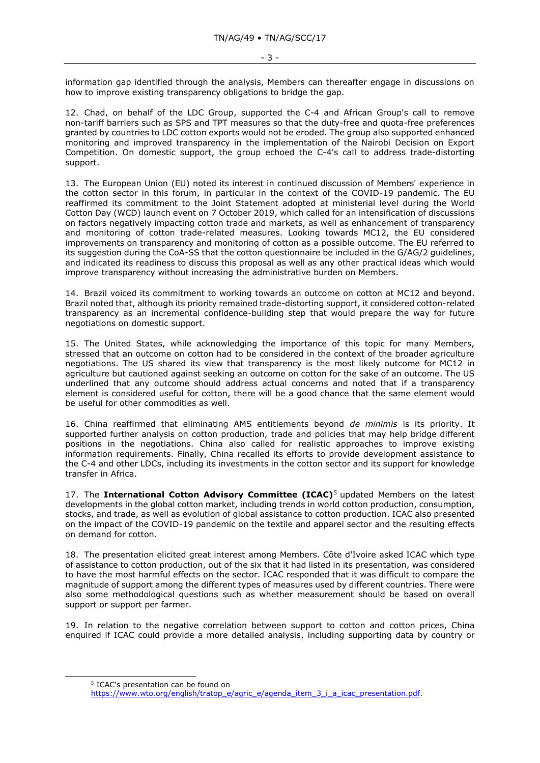information gap identified through the analysis, Members can thereafter engage in discussions on how to improve existing transparency obligations to bridge the gap.

12. Chad, on behalf of the LDC Group, supported the C-4 and African Group's call to remove non-tariff barriers such as SPS and TPT measures so that the duty-free and quota-free preferences granted by countries to LDC cotton exports would not be eroded. The group also supported enhanced monitoring and improved transparency in the implementation of the Nairobi Decision on Export Competition. On domestic support, the group echoed the C-4's call to address trade-distorting support.

13. The European Union (EU) noted its interest in continued discussion of Members' experience in the cotton sector in this forum, in particular in the context of the COVID-19 pandemic. The EU reaffirmed its commitment to the Joint Statement adopted at ministerial level during the World Cotton Day (WCD) launch event on 7 October 2019, which called for an intensification of discussions on factors negatively impacting cotton trade and markets, as well as enhancement of transparency and monitoring of cotton trade-related measures. Looking towards MC12, the EU considered improvements on transparency and monitoring of cotton as a possible outcome. The EU referred to its suggestion during the CoA-SS that the cotton questionnaire be included in the G/AG/2 guidelines, and indicated its readiness to discuss this proposal as well as any other practical ideas which would improve transparency without increasing the administrative burden on Members.

14. Brazil voiced its commitment to working towards an outcome on cotton at MC12 and beyond. Brazil noted that, although its priority remained trade-distorting support, it considered cotton-related transparency as an incremental confidence-building step that would prepare the way for future negotiations on domestic support.

15. The United States, while acknowledging the importance of this topic for many Members, stressed that an outcome on cotton had to be considered in the context of the broader agriculture negotiations. The US shared its view that transparency is the most likely outcome for MC12 in agriculture but cautioned against seeking an outcome on cotton for the sake of an outcome. The US underlined that any outcome should address actual concerns and noted that if a transparency element is considered useful for cotton, there will be a good chance that the same element would be useful for other commodities as well.

16. China reaffirmed that eliminating AMS entitlements beyond *de minimis* is its priority. It supported further analysis on cotton production, trade and policies that may help bridge different positions in the negotiations. China also called for realistic approaches to improve existing information requirements. Finally, China recalled its efforts to provide development assistance to the C-4 and other LDCs, including its investments in the cotton sector and its support for knowledge transfer in Africa.

17. The **International Cotton Advisory Committee (ICAC)**[5] updated Members on the latest developments in the global cotton market, including trends in world cotton production, consumption, stocks, and trade, as well as evolution of global assistance to cotton production. ICAC also presented on the impact of the COVID-19 pandemic on the textile and apparel sector and the resulting effects on demand for cotton.

18. The presentation elicited great interest among Members. Côte d'Ivoire asked ICAC which type of assistance to cotton production, out of the six that it had listed in its presentation, was considered to have the most harmful effects on the sector. ICAC responded that it was difficult to compare the magnitude of support among the different types of measures used by different countries. There were also some methodological questions such as whether measurement should be based on overall support or support per farmer.

19. In relation to the negative correlation between support to cotton and cotton prices, China enquired if ICAC could provide a more detailed analysis, including supporting data by country or

[5] ICAC's presentation can be found on https://www.wto.org/english/tratop_e/agric_e/agenda_item_3_i_a_icac_presentation.pdf.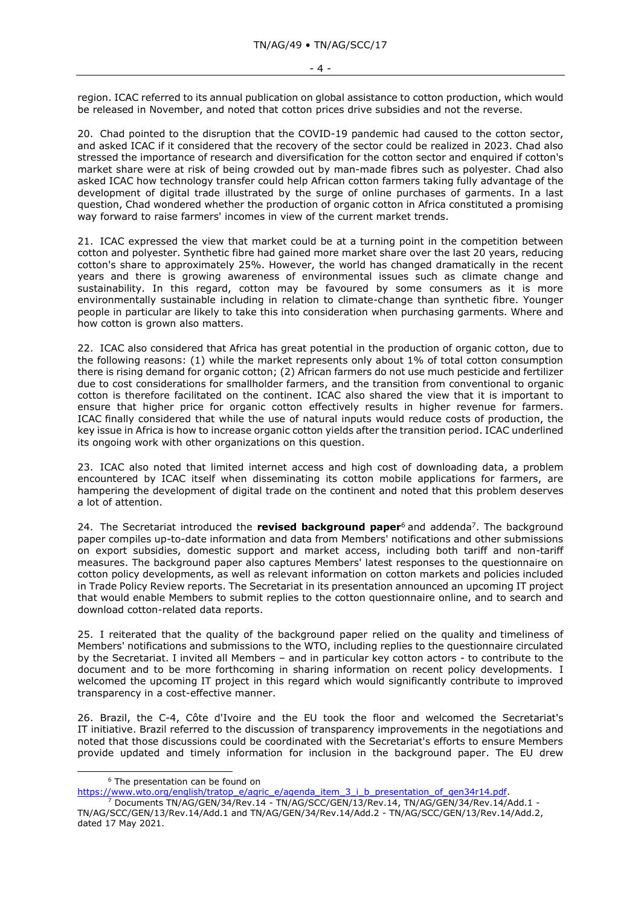region. ICAC referred to its annual publication on global assistance to cotton production, which would be released in November, and noted that cotton prices drive subsidies and not the reverse.

20. Chad pointed to the disruption that the COVID-19 pandemic had caused to the cotton sector, and asked ICAC if it considered that the recovery of the sector could be realized in 2023. Chad also stressed the importance of research and diversification for the cotton sector and enquired if cotton's market share were at risk of being crowded out by man-made fibres such as polyester. Chad also asked ICAC how technology transfer could help African cotton farmers taking fully advantage of the development of digital trade illustrated by the surge of online purchases of garments. In a last question, Chad wondered whether the production of organic cotton in Africa constituted a promising way forward to raise farmers' incomes in view of the current market trends.

21. ICAC expressed the view that market could be at a turning point in the competition between cotton and polyester. Synthetic fibre had gained more market share over the last 20 years, reducing cotton's share to approximately 25%. However, the world has changed dramatically in the recent years and there is growing awareness of environmental issues such as climate change and sustainability. In this regard, cotton may be favoured by some consumers as it is more environmentally sustainable including in relation to climate-change than synthetic fibre. Younger people in particular are likely to take this into consideration when purchasing garments. Where and how cotton is grown also matters.

22. ICAC also considered that Africa has great potential in the production of organic cotton, due to the following reasons: (1) while the market represents only about 1% of total cotton consumption there is rising demand for organic cotton; (2) African farmers do not use much pesticide and fertilizer due to cost considerations for smallholder farmers, and the transition from conventional to organic cotton is therefore facilitated on the continent. ICAC also shared the view that it is important to ensure that higher price for organic cotton effectively results in higher revenue for farmers. ICAC finally considered that while the use of natural inputs would reduce costs of production, the key issue in Africa is how to increase organic cotton yields after the transition period. ICAC underlined its ongoing work with other organizations on this question.

23. ICAC also noted that limited internet access and high cost of downloading data, a problem encountered by ICAC itself when disseminating its cotton mobile applications for farmers, are hampering the development of digital trade on the continent and noted that this problem deserves a lot of attention.

24. The Secretariat introduced the **revised background paper**[6] and addenda[7]. The background paper compiles up-to-date information and data from Members' notifications and other submissions on export subsidies, domestic support and market access, including both tariff and non-tariff measures. The background paper also captures Members' latest responses to the questionnaire on cotton policy developments, as well as relevant information on cotton markets and policies included in Trade Policy Review reports. The Secretariat in its presentation announced an upcoming IT project that would enable Members to submit replies to the cotton questionnaire online, and to search and download cotton-related data reports.

25. I reiterated that the quality of the background paper relied on the quality and timeliness of Members' notifications and submissions to the WTO, including replies to the questionnaire circulated by the Secretariat. I invited all Members – and in particular key cotton actors - to contribute to the document and to be more forthcoming in sharing information on recent policy developments. I welcomed the upcoming IT project in this regard which would significantly contribute to improved transparency in a cost-effective manner.

26. Brazil, the C-4, Côte d'Ivoire and the EU took the floor and welcomed the Secretariat's IT initiative. Brazil referred to the discussion of transparency improvements in the negotiations and noted that those discussions could be coordinated with the Secretariat's efforts to ensure Members provide updated and timely information for inclusion in the background paper. The EU drew

---

[6] The presentation can be found on https://www.wto.org/english/tratop_e/agric_e/agenda_item_3_i_b_presentation_of_gen34r14.pdf.

[7] Documents TN/AG/GEN/34/Rev.14 - TN/AG/SCC/GEN/13/Rev.14, TN/AG/GEN/34/Rev.14/Add.1 - TN/AG/SCC/GEN/13/Rev.14/Add.1 and TN/AG/GEN/34/Rev.14/Add.2 - TN/AG/SCC/GEN/13/Rev.14/Add.2, dated 17 May 2021.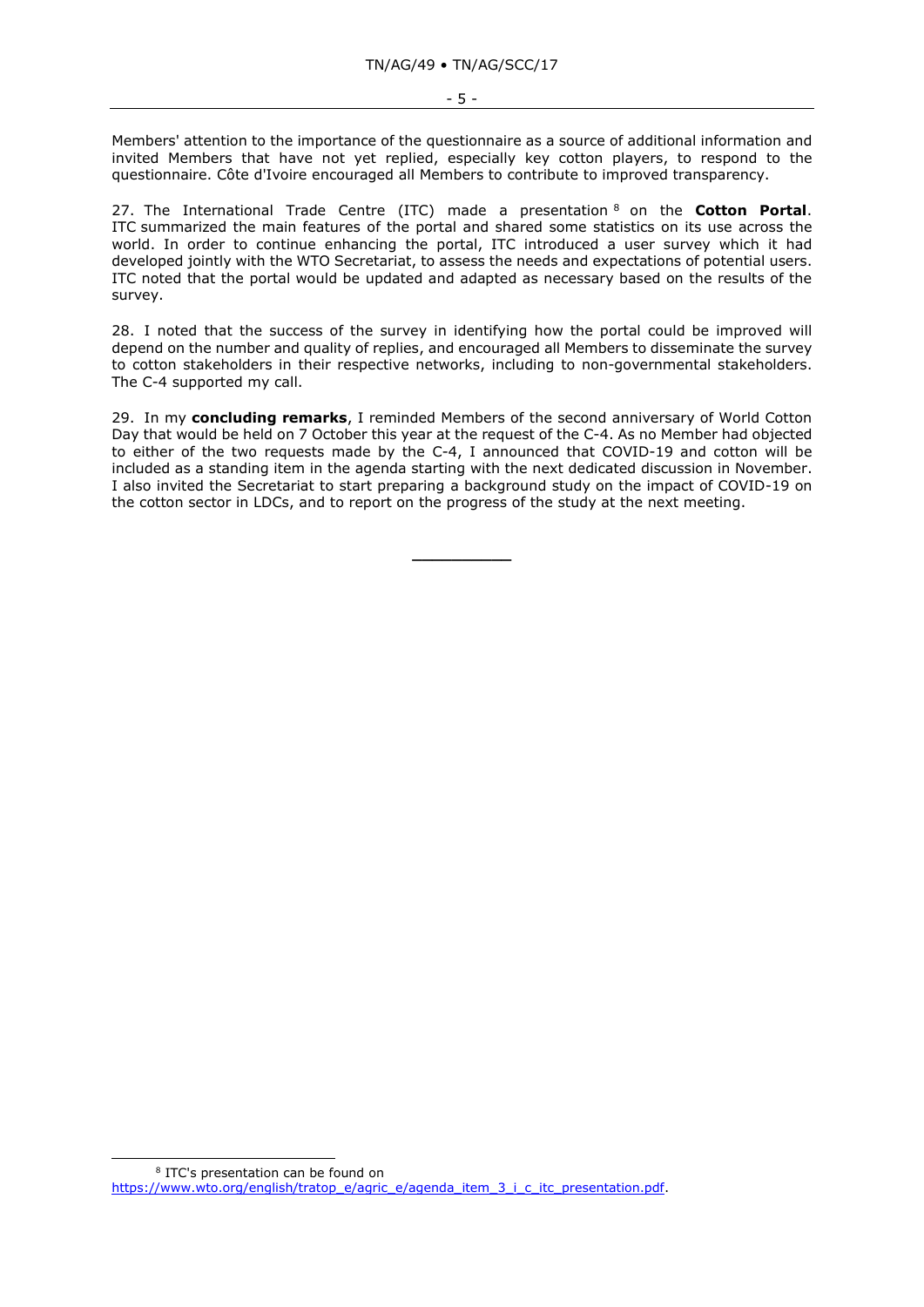Members' attention to the importance of the questionnaire as a source of additional information and invited Members that have not yet replied, especially key cotton players, to respond to the questionnaire. Côte d'Ivoire encouraged all Members to contribute to improved transparency.

27. The International Trade Centre (ITC) made a presentation[8] on the **Cotton Portal**. ITC summarized the main features of the portal and shared some statistics on its use across the world. In order to continue enhancing the portal, ITC introduced a user survey which it had developed jointly with the WTO Secretariat, to assess the needs and expectations of potential users. ITC noted that the portal would be updated and adapted as necessary based on the results of the survey.

28. I noted that the success of the survey in identifying how the portal could be improved will depend on the number and quality of replies, and encouraged all Members to disseminate the survey to cotton stakeholders in their respective networks, including to non-governmental stakeholders. The C-4 supported my call.

29. In my **concluding remarks**, I reminded Members of the second anniversary of World Cotton Day that would be held on 7 October this year at the request of the C-4. As no Member had objected to either of the two requests made by the C-4, I announced that COVID-19 and cotton will be included as a standing item in the agenda starting with the next dedicated discussion in November. I also invited the Secretariat to start preparing a background study on the impact of COVID-19 on the cotton sector in LDCs, and to report on the progress of the study at the next meeting.

---

[8] ITC's presentation can be found on https://www.wto.org/english/tratop_e/agric_e/agenda_item_3_i_c_itc_presentation.pdf.